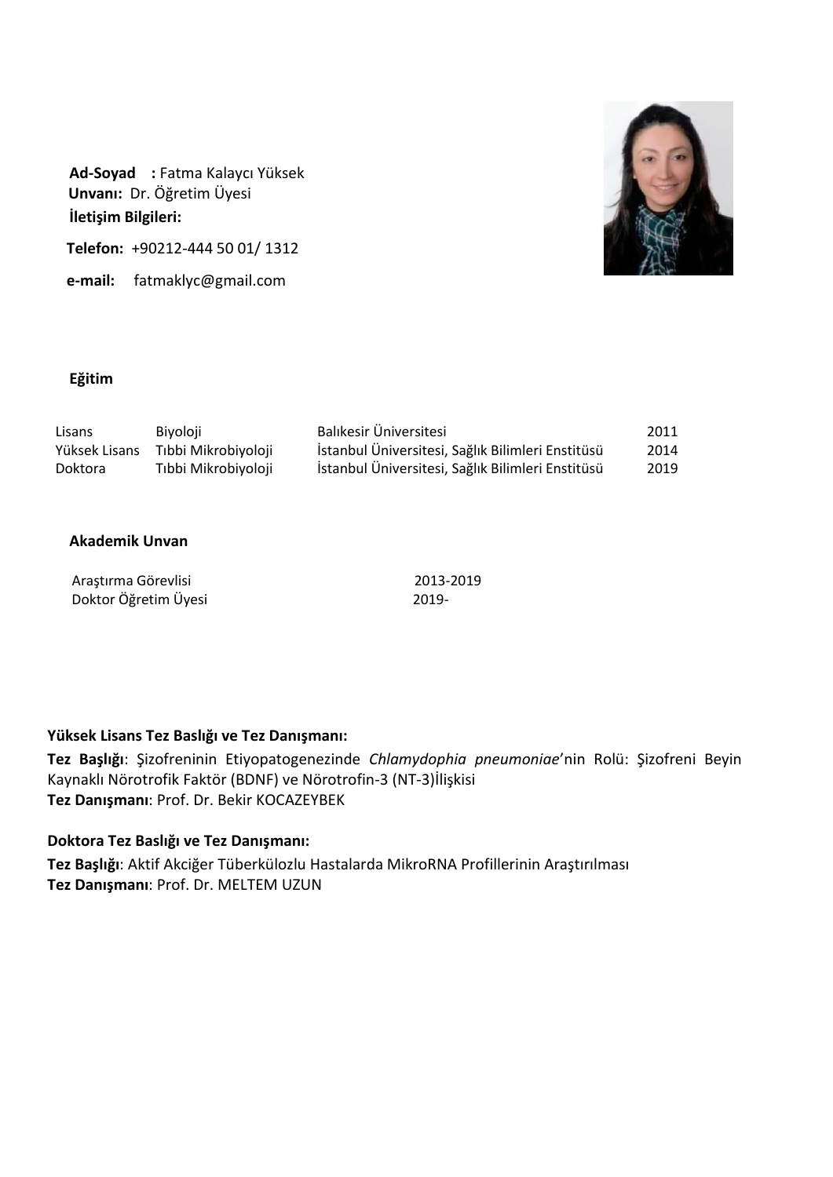**Ad-Soyad :** Fatma Kalaycı Yüksek
**Unvanı:** Dr. Öğretim Üyesi
**İletişim Bilgileri:**

**Telefon:** +90212-444 50 01/ 1312

**e-mail:** fatmaklyc@gmail.com

## Eğitim

| | | | |
|---|---|---|---|
| Lisans | Biyoloji | Balıkesir Üniversitesi | 2011 |
| Yüksek Lisans | Tıbbi Mikrobiyoloji | İstanbul Üniversitesi, Sağlık Bilimleri Enstitüsü | 2014 |
| Doktora | Tıbbi Mikrobiyoloji | İstanbul Üniversitesi, Sağlık Bilimleri Enstitüsü | 2019 |

## Akademik Unvan

| | |
|---|---|
| Araştırma Görevlisi | 2013-2019 |
| Doktor Öğretim Üyesi | 2019- |

### Yüksek Lisans Tez Baslığı ve Tez Danışmanı:

**Tez Başlığı**: Şizofreninin Etiyopatogenezinde *Chlamydophia pneumoniae*'nin Rolü: Şizofreni Beyin Kaynaklı Nörotrofik Faktör (BDNF) ve Nörotrofin-3 (NT-3)İlişkisi
**Tez Danışmanı**: Prof. Dr. Bekir KOCAZEYBEK

### Doktora Tez Baslığı ve Tez Danışmanı:

**Tez Başlığı**: Aktif Akciğer Tüberkülozlu Hastalarda MikroRNA Profillerinin Araştırılması
**Tez Danışmanı**: Prof. Dr. MELTEM UZUN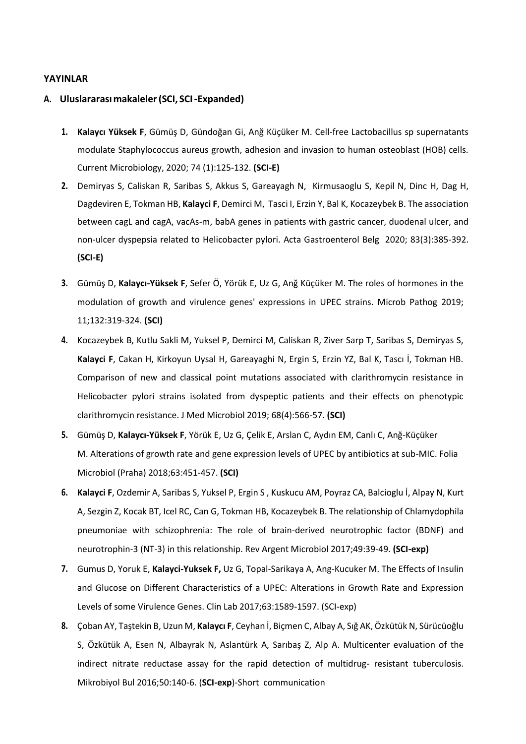**YAYINLAR**

**A. Uluslararası makaleler (SCI, SCI-Expanded)**

1. **Kalaycı Yüksek F**, Gümüş D, Gündoğan Gi, Anğ Küçüker M. Cell-free Lactobacillus sp supernatants modulate Staphylococcus aureus growth, adhesion and invasion to human osteoblast (HOB) cells. Current Microbiology, 2020; 74 (1):125-132. **(SCI-E)**
2. Demiryas S, Caliskan R, Saribas S, Akkus S, Gareayagh N, Kirmusaoglu S, Kepil N, Dinc H, Dag H, Dagdeviren E, Tokman HB, **Kalayci F**, Demirci M, Tasci I, Erzin Y, Bal K, Kocazeybek B. The association between cagL and cagA, vacAs-m, babA genes in patients with gastric cancer, duodenal ulcer, and non-ulcer dyspepsia related to Helicobacter pylori. Acta Gastroenterol Belg 2020; 83(3):385-392. **(SCI-E)**
3. Gümüş D, **Kalaycı-Yüksek F**, Sefer Ö, Yörük E, Uz G, Anğ Küçüker M. The roles of hormones in the modulation of growth and virulence genes' expressions in UPEC strains. Microb Pathog 2019; 11;132:319-324. **(SCI)**
4. Kocazeybek B, Kutlu Sakli M, Yuksel P, Demirci M, Caliskan R, Ziver Sarp T, Saribas S, Demiryas S, **Kalayci F**, Cakan H, Kirkoyun Uysal H, Gareayaghi N, Ergin S, Erzin YZ, Bal K, Tascı İ, Tokman HB. Comparison of new and classical point mutations associated with clarithromycin resistance in Helicobacter pylori strains isolated from dyspeptic patients and their effects on phenotypic clarithromycin resistance. J Med Microbiol 2019; 68(4):566-57. **(SCI)**
5. Gümüş D, **Kalaycı-Yüksek F**, Yörük E, Uz G, Çelik E, Arslan C, Aydın EM, Canlı C, Anğ-Küçüker M. Alterations of growth rate and gene expression levels of UPEC by antibiotics at sub-MIC. Folia Microbiol (Praha) 2018;63:451-457. **(SCI)**
6. **Kalayci F**, Ozdemir A, Saribas S, Yuksel P, Ergin S , Kuskucu AM, Poyraz CA, Balcioglu İ, Alpay N, Kurt A, Sezgin Z, Kocak BT, Icel RC, Can G, Tokman HB, Kocazeybek B. The relationship of Chlamydophila pneumoniae with schizophrenia: The role of brain-derived neurotrophic factor (BDNF) and neurotrophin-3 (NT-3) in this relationship. Rev Argent Microbiol 2017;49:39-49. **(SCI-exp)**
7. Gumus D, Yoruk E, **Kalayci-Yuksek F,** Uz G, Topal-Sarikaya A, Ang-Kucuker M. The Effects of Insulin and Glucose on Different Characteristics of a UPEC: Alterations in Growth Rate and Expression Levels of some Virulence Genes. Clin Lab 2017;63:1589-1597. (SCI-exp)
8. Çoban AY, Taştekin B, Uzun M, **Kalaycı F**, Ceyhan İ, Biçmen C, Albay A, Sığ AK, Özkütük N, Sürücüoğlu S, Özkütük A, Esen N, Albayrak N, Aslantürk A, Sarıbaş Z, Alp A. Multicenter evaluation of the indirect nitrate reductase assay for the rapid detection of multidrug- resistant tuberculosis. Mikrobiyol Bul 2016;50:140-6. (**SCI-exp**)-Short communication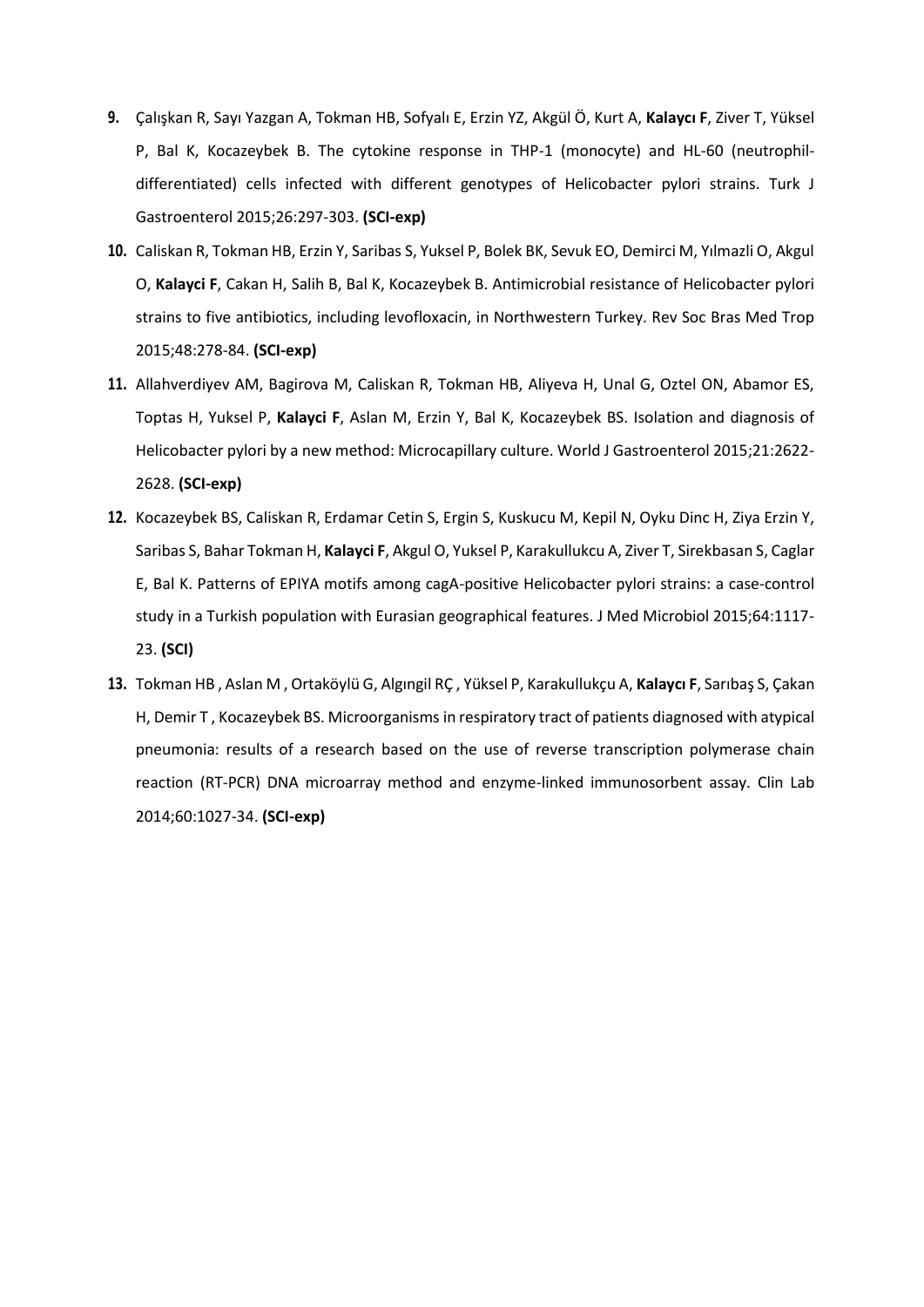9. Çalışkan R, Sayı Yazgan A, Tokman HB, Sofyalı E, Erzin YZ, Akgül Ö, Kurt A, **Kalaycı F**, Ziver T, Yüksel P, Bal K, Kocazeybek B. The cytokine response in THP-1 (monocyte) and HL-60 (neutrophil-differentiated) cells infected with different genotypes of Helicobacter pylori strains. Turk J Gastroenterol 2015;26:297-303. **(SCI-exp)**

10. Caliskan R, Tokman HB, Erzin Y, Saribas S, Yuksel P, Bolek BK, Sevuk EO, Demirci M, Yılmazli O, Akgul O, **Kalayci F**, Cakan H, Salih B, Bal K, Kocazeybek B. Antimicrobial resistance of Helicobacter pylori strains to five antibiotics, including levofloxacin, in Northwestern Turkey. Rev Soc Bras Med Trop 2015;48:278-84. **(SCI-exp)**

11. Allahverdiyev AM, Bagirova M, Caliskan R, Tokman HB, Aliyeva H, Unal G, Oztel ON, Abamor ES, Toptas H, Yuksel P, **Kalayci F**, Aslan M, Erzin Y, Bal K, Kocazeybek BS. Isolation and diagnosis of Helicobacter pylori by a new method: Microcapillary culture. World J Gastroenterol 2015;21:2622-2628. **(SCI-exp)**

12. Kocazeybek BS, Caliskan R, Erdamar Cetin S, Ergin S, Kuskucu M, Kepil N, Oyku Dinc H, Ziya Erzin Y, Saribas S, Bahar Tokman H, **Kalayci F**, Akgul O, Yuksel P, Karakullukcu A, Ziver T, Sirekbasan S, Caglar E, Bal K. Patterns of EPIYA motifs among cagA-positive Helicobacter pylori strains: a case-control study in a Turkish population with Eurasian geographical features. J Med Microbiol 2015;64:1117-23. **(SCI)**

13. Tokman HB , Aslan M , Ortaköylü G, Algıngil RÇ , Yüksel P, Karakullukçu A, **Kalaycı F**, Sarıbaş S, Çakan H, Demir T , Kocazeybek BS. Microorganisms in respiratory tract of patients diagnosed with atypical pneumonia: results of a research based on the use of reverse transcription polymerase chain reaction (RT-PCR) DNA microarray method and enzyme-linked immunosorbent assay. Clin Lab 2014;60:1027-34. **(SCI-exp)**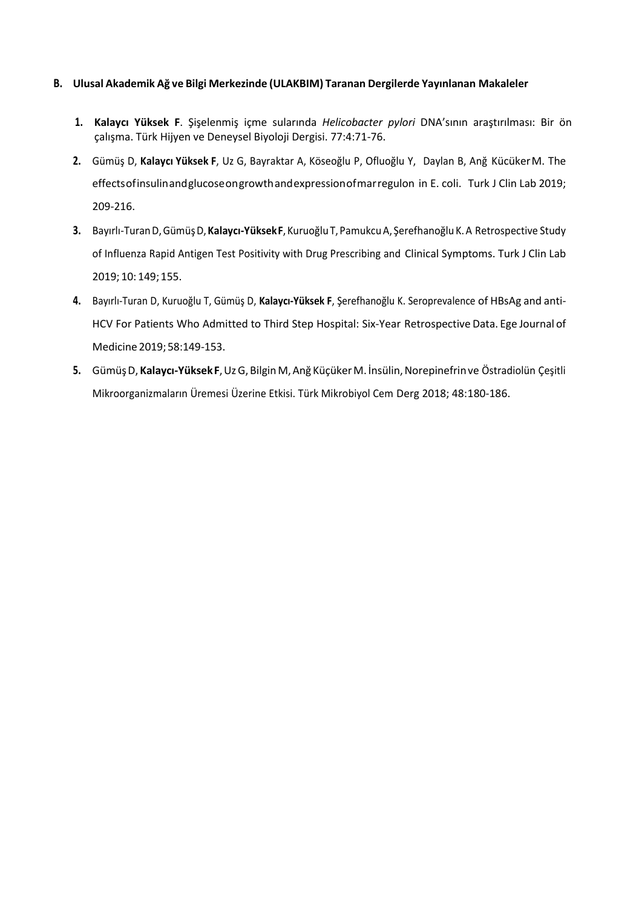## B. Ulusal Akademik Ağ ve Bilgi Merkezinde (ULAKBIM) Taranan Dergilerde Yayınlanan Makaleler

1. **Kalaycı Yüksek F**. Şişelenmiş içme sularında *Helicobacter pylori* DNA'sının araştırılması: Bir ön çalışma. Türk Hijyen ve Deneysel Biyoloji Dergisi. 77:4:71-76.
2. Gümüş D, **Kalaycı Yüksek F**, Uz G, Bayraktar A, Köseoğlu P, Ofluoğlu Y, Daylan B, Anğ Kücüker M. The effects of insulin and glucose on growth and expression of mar regulon in E. coli. Turk J Clin Lab 2019; 209-216.
3. Bayırlı-Turan D, Gümüş D, **Kalaycı-Yüksek F**, Kuruoğlu T, Pamukcu A, Şerefhanoğlu K. A Retrospective Study of Influenza Rapid Antigen Test Positivity with Drug Prescribing and Clinical Symptoms. Turk J Clin Lab 2019; 10: 149; 155.
4. Bayırlı-Turan D, Kuruoğlu T, Gümüş D, **Kalaycı-Yüksek F**, Şerefhanoğlu K. Seroprevalence of HBsAg and anti-HCV For Patients Who Admitted to Third Step Hospital: Six-Year Retrospective Data. Ege Journal of Medicine 2019; 58:149-153.
5. Gümüş D, **Kalaycı-Yüksek F**, Uz G, Bilgin M, Anğ Küçüker M. İnsülin, Norepinefrin ve Östradiolün Çeşitli Mikroorganizmaların Üremesi Üzerine Etkisi. Türk Mikrobiyol Cem Derg 2018; 48:180-186.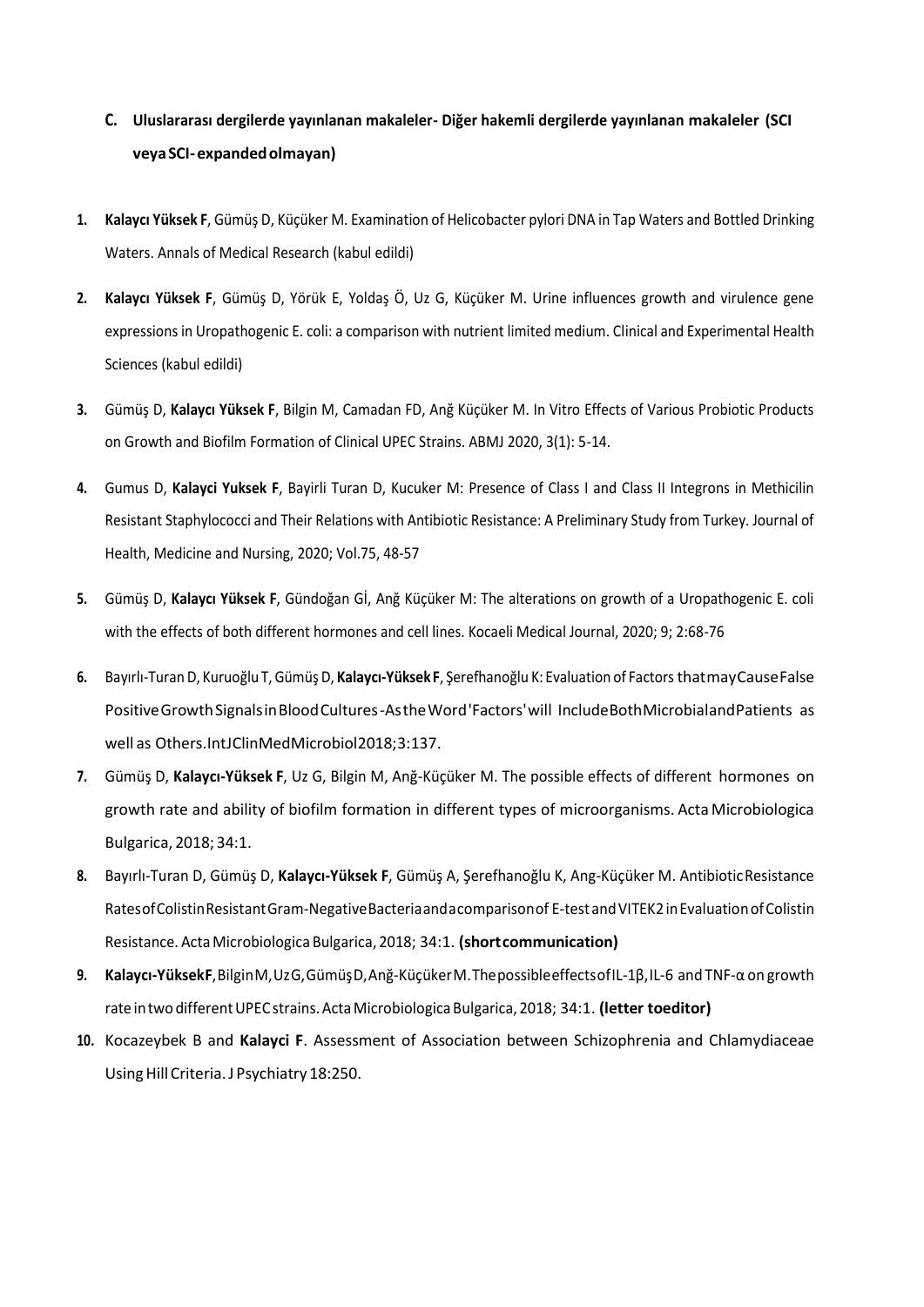## C. Uluslararası dergilerde yayınlanan makaleler- Diğer hakemli dergilerde yayınlanan makaleler (SCI veya SCI- expanded olmayan)

1. **Kalaycı Yüksek F**, Gümüş D, Küçüker M. Examination of Helicobacter pylori DNA in Tap Waters and Bottled Drinking Waters. Annals of Medical Research (kabul edildi)
2. **Kalaycı Yüksek F**, Gümüş D, Yörük E, Yoldaş Ö, Uz G, Küçüker M. Urine influences growth and virulence gene expressions in Uropathogenic E. coli: a comparison with nutrient limited medium. Clinical and Experimental Health Sciences (kabul edildi)
3. Gümüş D, **Kalaycı Yüksek F**, Bilgin M, Camadan FD, Anğ Küçüker M. In Vitro Effects of Various Probiotic Products on Growth and Biofilm Formation of Clinical UPEC Strains. ABMJ 2020, 3(1): 5-14.
4. Gumus D, **Kalayci Yuksek F**, Bayirli Turan D, Kucuker M: Presence of Class I and Class II Integrons in Methicilin Resistant Staphylococci and Their Relations with Antibiotic Resistance: A Preliminary Study from Turkey. Journal of Health, Medicine and Nursing, 2020; Vol.75, 48-57
5. Gümüş D, **Kalaycı Yüksek F**, Gündoğan Gİ, Anğ Küçüker M: The alterations on growth of a Uropathogenic E. coli with the effects of both different hormones and cell lines. Kocaeli Medical Journal, 2020; 9; 2:68-76
6. Bayırlı-Turan D, Kuruoğlu T, Gümüş D, **Kalaycı-Yüksek F**, Şerefhanoğlu K: Evaluation of Factors that may Cause False Positive Growth Signals in Blood Cultures - As the Word 'Factors' will Include Both Microbial and Patients as well as Others. Int J Clin Med Microbiol 2018; 3:137.
7. Gümüş D, **Kalaycı-Yüksek F**, Uz G, Bilgin M, Anğ-Küçüker M. The possible effects of different hormones on growth rate and ability of biofilm formation in different types of microorganisms. Acta Microbiologica Bulgarica, 2018; 34:1.
8. Bayırlı-Turan D, Gümüş D, **Kalaycı-Yüksek F**, Gümüş A, Şerefhanoğlu K, Ang-Küçüker M. Antibiotic Resistance Rates of Colistin Resistant Gram-Negative Bacteria and a comparison of E-test and VITEK2 in Evaluation of Colistin Resistance. Acta Microbiologica Bulgarica, 2018; 34:1. **(short communication)**
9. **Kalaycı-Yüksek F**, Bilgin M, Uz G, Gümüş D, Anğ-Küçüker M. The possible effects of IL-1β, IL-6 and TNF-α on growth rate in two different UPEC strains. Acta Microbiologica Bulgarica, 2018; 34:1. **(letter to editor)**
10. Kocazeybek B and **Kalayci F**. Assessment of Association between Schizophrenia and Chlamydiaceae Using Hill Criteria. J Psychiatry 18:250.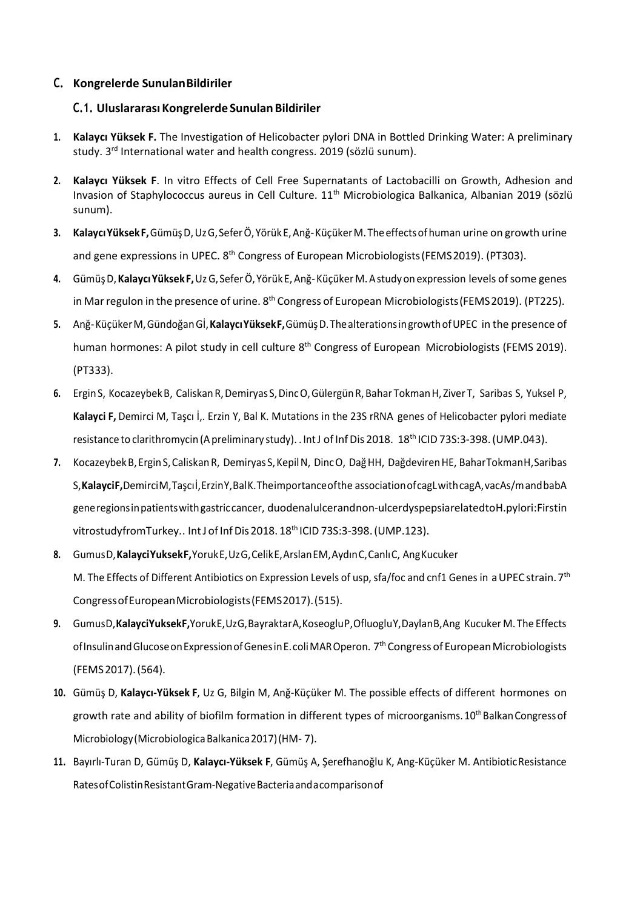## C. Kongrelerde Sunulan Bildiriler

### C.1. Uluslararası Kongrelerde Sunulan Bildiriler

1. **Kalaycı Yüksek F.** The Investigation of Helicobacter pylori DNA in Bottled Drinking Water: A preliminary study. 3rd International water and health congress. 2019 (sözlü sunum).
2. **Kalaycı Yüksek F**. In vitro Effects of Cell Free Supernatants of Lactobacilli on Growth, Adhesion and Invasion of Staphylococcus aureus in Cell Culture. 11th Microbiologica Balkanica, Albanian 2019 (sözlü sunum).
3. **Kalaycı Yüksek F,** Gümüş D, Uz G, Sefer Ö, Yörük E, Anğ-Küçüker M. The effects of human urine on growth urine and gene expressions in UPEC. 8th Congress of European Microbiologists (FEMS 2019). (PT303).
4. Gümüş D, **Kalaycı Yüksek F,** Uz G, Sefer Ö, Yörük E, Anğ-Küçüker M. A study on expression levels of some genes in Mar regulon in the presence of urine. 8th Congress of European Microbiologists (FEMS 2019). (PT225).
5. Anğ-Küçüker M, Gündoğan Gİ, **Kalaycı Yüksek F,** Gümüş D. The alterations in growth of UPEC in the presence of human hormones: A pilot study in cell culture 8th Congress of European Microbiologists (FEMS 2019). (PT333).
6. Ergin S, Kocazeybek B, Caliskan R, Demiryas S, Dinc O, Gülergün R, Bahar Tokman H, Ziver T, Saribas S, Yuksel P, **Kalayci F,** Demirci M, Taşçı İ,. Erzin Y, Bal K. Mutations in the 23S rRNA genes of Helicobacter pylori mediate resistance to clarithromycin (A preliminary study). . Int J of Inf Dis 2018. 18th ICID 73S:3-398. (UMP.043).
7. Kocazeybek B, Ergin S, Caliskan R, Demiryas S, Kepil N, Dinc O, Dağ HH, Dağdeviren HE, Bahar Tokman H, Saribas S, **Kalayci F,** Demirci M, Taşçı İ, Erzin Y, Bal K. The importance of the association of cagL with cagA, vacAs/m and babA gene regions in patients with gastric cancer, duodenal ulcer and non-ulcer dyspepsia related to H.pylori: First in vitro study from Turkey.. Int J of Inf Dis 2018. 18th ICID 73S:3-398. (UMP.123).
8. Gumus D, **Kalayci Yuksek F,** Yoruk E, Uz G, Celik E, Arslan EM, Aydın C, Canlı C, Ang Kucuker M. The Effects of Different Antibiotics on Expression Levels of usp, sfa/foc and cnf1 Genes in a UPEC strain. 7th Congress of European Microbiologists (FEMS 2017). (515).
9. Gumus D, **Kalayci Yuksek F,** Yoruk E, Uz G, Bayraktar A, Koseoglu P, Ofluoglu Y, Daylan B, Ang Kucuker M. The Effects of Insulin and Glucose on Expression of Genes in E. coli MAR Operon. 7th Congress of European Microbiologists (FEMS 2017). (564).
10. Gümüş D, **Kalaycı-Yüksek F**, Uz G, Bilgin M, Anğ-Küçüker M. The possible effects of different hormones on growth rate and ability of biofilm formation in different types of microorganisms. 10th Balkan Congress of Microbiology (Microbiologica Balkanica 2017) (HM- 7).
11. Bayırlı-Turan D, Gümüş D, **Kalaycı-Yüksek F**, Gümüş A, Şerefhanoğlu K, Ang-Küçüker M. Antibiotic Resistance Rates of Colistin Resistant Gram-Negative Bacteria and a comparison of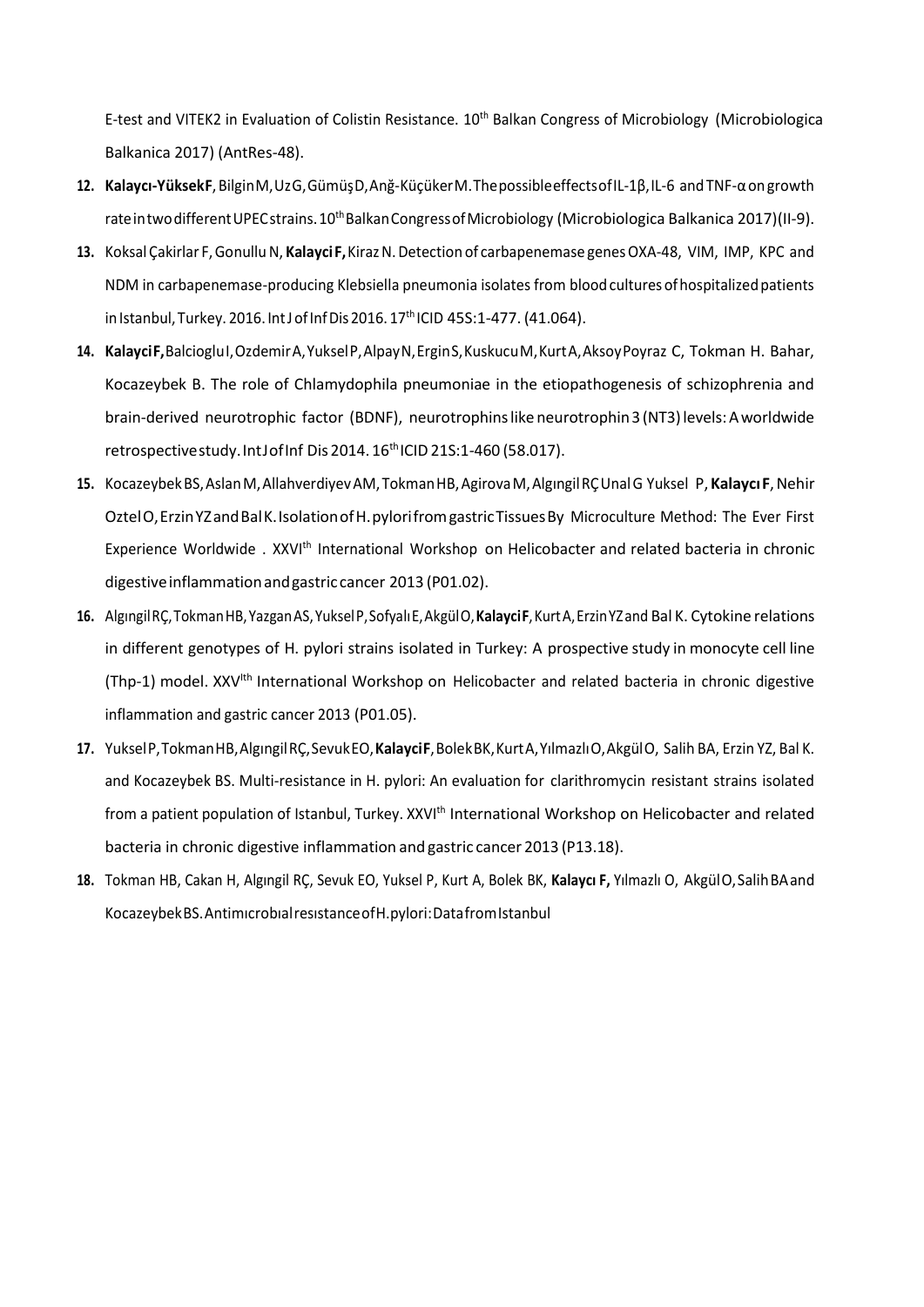E-test and VITEK2 in Evaluation of Colistin Resistance. 10th Balkan Congress of Microbiology (Microbiologica Balkanica 2017) (AntRes-48).

12. **Kalaycı-Yüksek F**, Bilgin M, Uz G, Gümüş D, Anğ-Küçüker M. The possible effects of IL-1β, IL-6 and TNF-α on growth rate in two different UPEC strains. 10th Balkan Congress of Microbiology (Microbiologica Balkanica 2017)(II-9).

13. Koksal Çakirlar F, Gonullu N, **Kalayci F,** Kiraz N. Detection of carbapenemase genes OXA-48, VIM, IMP, KPC and NDM in carbapenemase-producing Klebsiella pneumonia isolates from blood cultures of hospitalized patients in Istanbul, Turkey. 2016. Int J of Inf Dis 2016. 17th ICID 45S:1-477. (41.064).

14. **Kalayci F,** Balcioglu I, Ozdemir A, Yuksel P, Alpay N, Ergin S, Kuskucu M, Kurt A, Aksoy Poyraz C, Tokman H. Bahar, Kocazeybek B. The role of Chlamydophila pneumoniae in the etiopathogenesis of schizophrenia and brain-derived neurotrophic factor (BDNF), neurotrophins like neurotrophin 3 (NT3) levels: A worldwide retrospective study. Int J of Inf Dis 2014. 16th ICID 21S:1-460 (58.017).

15. Kocazeybek BS, Aslan M, Allahverdiyev AM, Tokman HB, Agirova M, Algıngil RÇ Unal G Yuksel P, **Kalaycı F**, Nehir Oztel O, Erzin YZ and Bal K. Isolation of H. pylori from gastric Tissues By Microculture Method: The Ever First Experience Worldwide . XXVIth International Workshop on Helicobacter and related bacteria in chronic digestive inflammation and gastric cancer 2013 (P01.02).

16. Algıngil RÇ, Tokman HB, Yazgan AS, Yuksel P, Sofyalı E, Akgül O, **Kalayci F**, Kurt A, Erzin YZ and Bal K. Cytokine relations in different genotypes of H. pylori strains isolated in Turkey: A prospective study in monocyte cell line (Thp-1) model. XXVIth International Workshop on Helicobacter and related bacteria in chronic digestive inflammation and gastric cancer 2013 (P01.05).

17. Yuksel P, Tokman HB, Algıngil RÇ, Sevuk EO, **Kalayci F**, Bolek BK, Kurt A, Yılmazlı O, Akgül O, Salih BA, Erzin YZ, Bal K. and Kocazeybek BS. Multi-resistance in H. pylori: An evaluation for clarithromycin resistant strains isolated from a patient population of Istanbul, Turkey. XXVIth International Workshop on Helicobacter and related bacteria in chronic digestive inflammation and gastric cancer 2013 (P13.18).

18. Tokman HB, Cakan H, Algıngil RÇ, Sevuk EO, Yuksel P, Kurt A, Bolek BK, **Kalaycı F,** Yılmazlı O, Akgül O, Salih BA and Kocazeybek BS. Antimıcrobıal resıstance of H. pylori: Data from Istanbul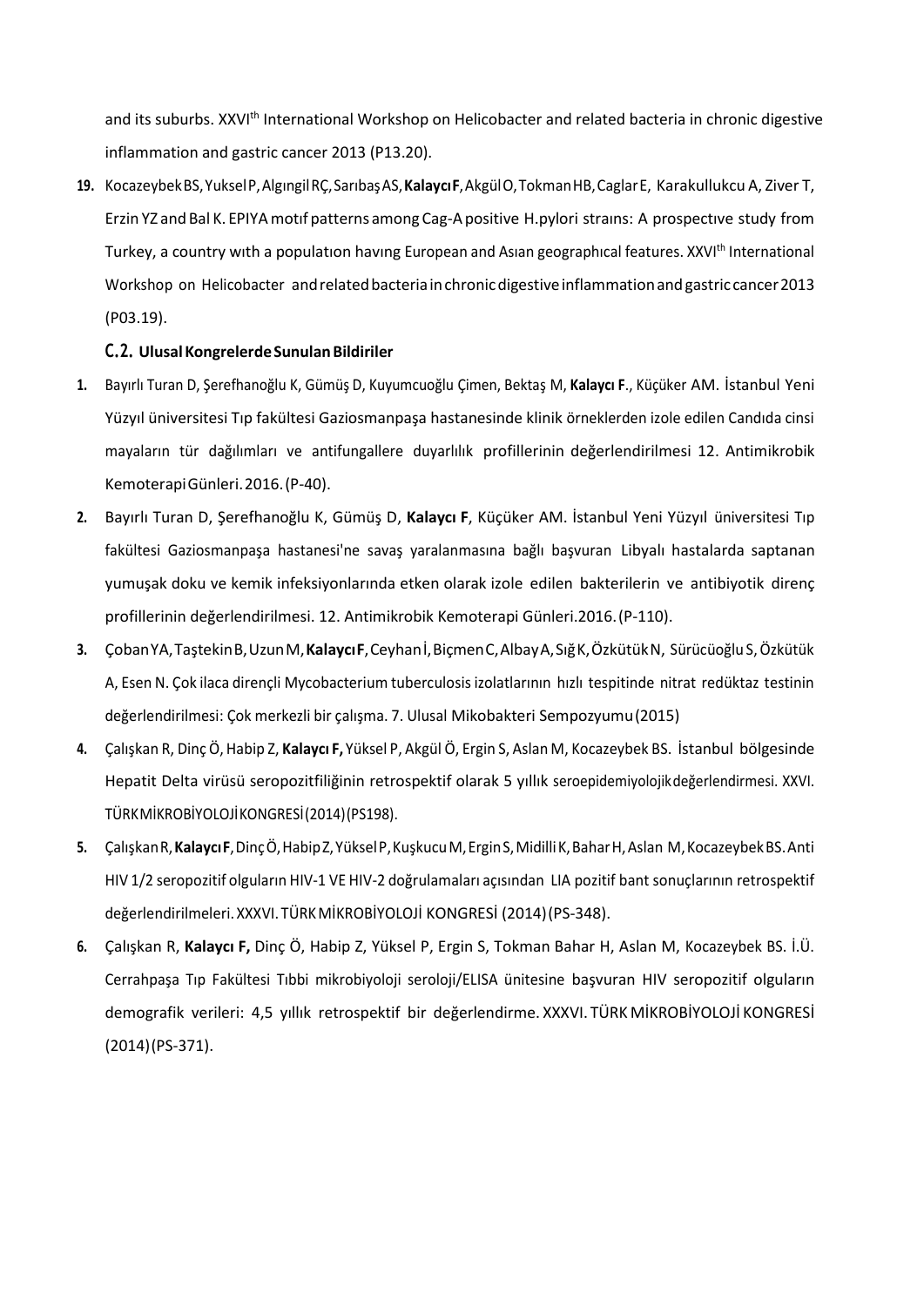and its suburbs. XXVI[th] International Workshop on Helicobacter and related bacteria in chronic digestive inflammation and gastric cancer 2013 (P13.20).

19. Kocazeybek BS, Yuksel P, Algıngil RÇ, Sarıbaş AS, **Kalaycı F**, Akgül O, Tokman HB, Caglar E, Karakullukcu A, Ziver T, Erzin YZ and Bal K. EPIYA motıf patterns among Cag-A positive H.pylori straıns: A prospectıve study from Turkey, a country wıth a populatıon havıng European and Asıan geographıcal features. XXVI[th] International Workshop on Helicobacter and related bacteria in chronic digestive inflammation and gastric cancer 2013 (P03.19).

### C.2. Ulusal Kongrelerde Sunulan Bildiriler

1. Bayırlı Turan D, Şerefhanoğlu K, Gümüş D, Kuyumcuoğlu Çimen, Bektaş M, **Kalaycı F**., Küçüker AM. İstanbul Yeni Yüzyıl üniversitesi Tıp fakültesi Gaziosmanpaşa hastanesinde klinik örneklerden izole edilen Candıda cinsi mayaların tür dağılımları ve antifungallere duyarlılık profillerinin değerlendirilmesi 12. Antimikrobik Kemoterapi Günleri. 2016. (P-40).
2. Bayırlı Turan D, Şerefhanoğlu K, Gümüş D, **Kalaycı F**, Küçüker AM. İstanbul Yeni Yüzyıl üniversitesi Tıp fakültesi Gaziosmanpaşa hastanesi'ne savaş yaralanmasına bağlı başvuran Libyalı hastalarda saptanan yumuşak doku ve kemik infeksiyonlarında etken olarak izole edilen bakterilerin ve antibiyotik direnç profillerinin değerlendirilmesi. 12. Antimikrobik Kemoterapi Günleri.2016. (P-110).
3. Çoban YA, Taştekin B, Uzun M, **Kalaycı F**, Ceyhan İ, Biçmen C, Albay A, Sığ K, Özkütük N, Sürücüoğlu S, Özkütük A, Esen N. Çok ilaca dirençli Mycobacterium tuberculosis izolatlarının hızlı tespitinde nitrat redüktaz testinin değerlendirilmesi: Çok merkezli bir çalışma. 7. Ulusal Mikobakteri Sempozyumu (2015)
4. Çalışkan R, Dinç Ö, Habip Z, **Kalaycı F,** Yüksel P, Akgül Ö, Ergin S, Aslan M, Kocazeybek BS. İstanbul bölgesinde Hepatit Delta virüsü seropozitfiliğinin retrospektif olarak 5 yıllık seroepidemiyolojik değerlendirmesi. XXVI. TÜRK MİKROBİYOLOJİ KONGRESİ (2014) (PS198).
5. Çalışkan R, **Kalaycı F**, Dinç Ö, Habip Z, Yüksel P, Kuşkucu M, Ergin S, Midilli K, Bahar H, Aslan M, Kocazeybek BS. Anti HIV 1/2 seropozitif olguların HIV-1 VE HIV-2 doğrulamaları açısından LIA pozitif bant sonuçlarının retrospektif değerlendirilmeleri. XXXVI. TÜRK MİKROBİYOLOJİ KONGRESİ (2014) (PS-348).
6. Çalışkan R, **Kalaycı F,** Dinç Ö, Habip Z, Yüksel P, Ergin S, Tokman Bahar H, Aslan M, Kocazeybek BS. İ.Ü. Cerrahpaşa Tıp Fakültesi Tıbbi mikrobiyoloji seroloji/ELISA ünitesine başvuran HIV seropozitif olguların demografik verileri: 4,5 yıllık retrospektif bir değerlendirme. XXXVI. TÜRK MİKROBİYOLOJİ KONGRESİ (2014) (PS-371).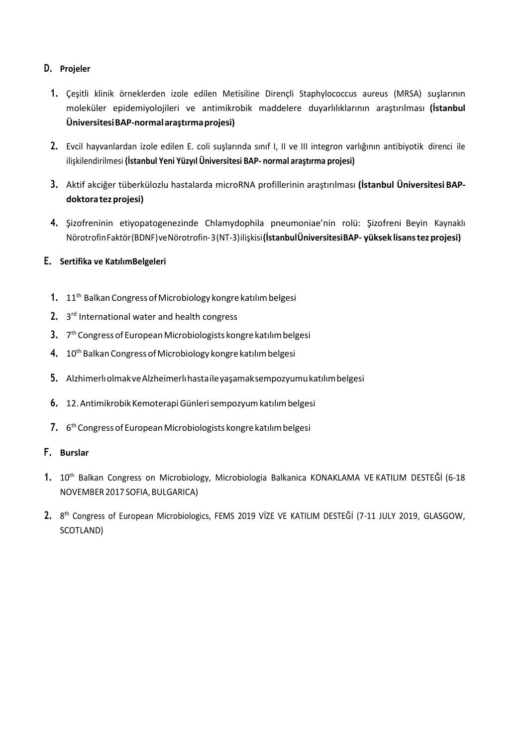## D. Projeler

1. Çeşitli klinik örneklerden izole edilen Metisiline Dirençli Staphylococcus aureus (MRSA) suşlarının moleküler epidemiyolojileri ve antimikrobik maddelere duyarlılıklarının araştırılması **(İstanbul Üniversitesi BAP-normal araştırma projesi)**

2. Evcil hayvanlardan izole edilen E. coli suşlarında sınıf I, II ve III integron varlığının antibiyotik direnci ile ilişkilendirilmesi **(İstanbul Yeni Yüzyıl Üniversitesi BAP- normal araştırma projesi)**

3. Aktif akciğer tüberkülozlu hastalarda microRNA profillerinin araştırılması **(İstanbul Üniversitesi BAP-doktora tez projesi)**

4. Şizofreninin etiyopatogenezinde Chlamydophila pneumoniae'nin rolü: Şizofreni Beyin Kaynaklı Nörotrofin Faktör (BDNF) ve Nörotrofin-3 (NT-3) ilişkisi **(İstanbul Üniversitesi BAP- yüksek lisans tez projesi)**

## E. Sertifika ve Katılım Belgeleri

1. 11th Balkan Congress of Microbiology kongre katılım belgesi
2. 3rd International water and health congress
3. 7th Congress of European Microbiologists kongre katılım belgesi
4. 10th Balkan Congress of Microbiology kongre katılım belgesi
5. Alzhimerlı olmak ve Alzheimerlı hasta ile yaşamak sempozyumu katılım belgesi
6. 12. Antimikrobik Kemoterapi Günleri sempozyum katılım belgesi
7. 6th Congress of European Microbiologists kongre katılım belgesi

## F. Burslar

1. 10th Balkan Congress on Microbiology, Microbiologia Balkanica KONAKLAMA VE KATILIM DESTEĞİ (6-18 NOVEMBER 2017 SOFIA, BULGARICA)

2. 8th Congress of European Microbiologics, FEMS 2019 VİZE VE KATILIM DESTEĞİ (7-11 JULY 2019, GLASGOW, SCOTLAND)